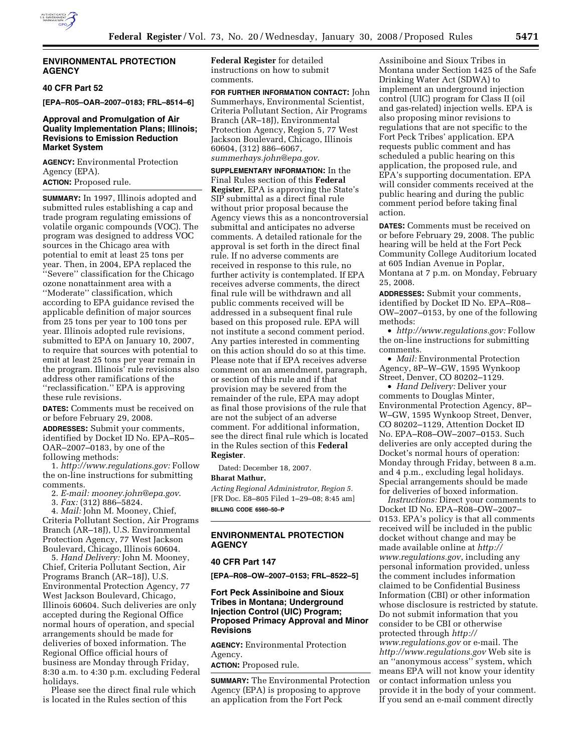## ENVIRONMENTAL PROTECTION AGENCY

### 40 CFR Part 52

**[EPA–R05–OAR–2007–0183; FRL–8514–6]**

### Approval and Promulgation of Air Quality Implementation Plans; Illinois; Revisions to Emission Reduction Market System

**AGENCY:** Environmental Protection Agency (EPA).

**ACTION:** Proposed rule.

**SUMMARY:** In 1997, Illinois adopted and submitted rules establishing a cap and trade program regulating emissions of volatile organic compounds (VOC). The program was designed to address VOC sources in the Chicago area with potential to emit at least 25 tons per year. Then, in 2004, EPA replaced the "Severe" classification for the Chicago ozone nonattainment area with a "Moderate" classification, which according to EPA guidance revised the applicable definition of major sources from 25 tons per year to 100 tons per year. Illinois adopted rule revisions, submitted to EPA on January 10, 2007, to require that sources with potential to emit at least 25 tons per year remain in the program. Illinois' rule revisions also address other ramifications of the "reclassification." EPA is approving these rule revisions.

**DATES:** Comments must be received on or before February 29, 2008.

**ADDRESSES:** Submit your comments, identified by Docket ID No. EPA–R05–OAR–2007–0183, by one of the following methods:

1. *http://www.regulations.gov:* Follow the on-line instructions for submitting comments.
2. *E-mail: mooney.john@epa.gov*.
3. *Fax:* (312) 886–5824.
4. *Mail:* John M. Mooney, Chief, Criteria Pollutant Section, Air Programs Branch (AR–18J), U.S. Environmental Protection Agency, 77 West Jackson Boulevard, Chicago, Illinois 60604.
5. *Hand Delivery:* John M. Mooney, Chief, Criteria Pollutant Section, Air Programs Branch (AR–18J), U.S. Environmental Protection Agency, 77 West Jackson Boulevard, Chicago, Illinois 60604. Such deliveries are only accepted during the Regional Office normal hours of operation, and special arrangements should be made for deliveries of boxed information. The Regional Office official hours of business are Monday through Friday, 8:30 a.m. to 4:30 p.m. excluding Federal holidays.

Please see the direct final rule which is located in the Rules section of this **Federal Register** for detailed instructions on how to submit comments.

**FOR FURTHER INFORMATION CONTACT:** John Summerhays, Environmental Scientist, Criteria Pollutant Section, Air Programs Branch (AR–18J), Environmental Protection Agency, Region 5, 77 West Jackson Boulevard, Chicago, Illinois 60604, (312) 886–6067, *summerhays.john@epa.gov*.

**SUPPLEMENTARY INFORMATION:** In the Final Rules section of this **Federal Register**, EPA is approving the State's SIP submittal as a direct final rule without prior proposal because the Agency views this as a noncontroversial submittal and anticipates no adverse comments. A detailed rationale for the approval is set forth in the direct final rule. If no adverse comments are received in response to this rule, no further activity is contemplated. If EPA receives adverse comments, the direct final rule will be withdrawn and all public comments received will be addressed in a subsequent final rule based on this proposed rule. EPA will not institute a second comment period. Any parties interested in commenting on this action should do so at this time. Please note that if EPA receives adverse comment on an amendment, paragraph, or section of this rule and if that provision may be severed from the remainder of the rule, EPA may adopt as final those provisions of the rule that are not the subject of an adverse comment. For additional information, see the direct final rule which is located in the Rules section of this **Federal Register**.

Dated: December 18, 2007.

**Bharat Mathur,**

*Acting Regional Administrator, Region 5.*

[FR Doc. E8–805 Filed 1–29–08; 8:45 am]

**BILLING CODE 6560–50–P**

## ENVIRONMENTAL PROTECTION AGENCY

### 40 CFR Part 147

**[EPA–R08–OW–2007–0153; FRL–8522–5]**

### Fort Peck Assiniboine and Sioux Tribes in Montana; Underground Injection Control (UIC) Program; Proposed Primacy Approval and Minor Revisions

**AGENCY:** Environmental Protection Agency.

**ACTION:** Proposed rule.

**SUMMARY:** The Environmental Protection Agency (EPA) is proposing to approve an application from the Fort Peck Assiniboine and Sioux Tribes in Montana under Section 1425 of the Safe Drinking Water Act (SDWA) to implement an underground injection control (UIC) program for Class II (oil and gas-related) injection wells. EPA is also proposing minor revisions to regulations that are not specific to the Fort Peck Tribes' application. EPA requests public comment and has scheduled a public hearing on this application, the proposed rule, and EPA's supporting documentation. EPA will consider comments received at the public hearing and during the public comment period before taking final action.

**DATES:** Comments must be received on or before February 29, 2008. The public hearing will be held at the Fort Peck Community College Auditorium located at 605 Indian Avenue in Poplar, Montana at 7 p.m. on Monday, February 25, 2008.

**ADDRESSES:** Submit your comments, identified by Docket ID No. EPA–R08–OW–2007–0153, by one of the following methods:

- *http://www.regulations.gov:* Follow the on-line instructions for submitting comments.
- *Mail:* Environmental Protection Agency, 8P–W–GW, 1595 Wynkoop Street, Denver, CO 80202–1129.
- *Hand Delivery:* Deliver your comments to Douglas Minter, Environmental Protection Agency, 8P–W–GW, 1595 Wynkoop Street, Denver, CO 80202–1129, Attention Docket ID No. EPA–R08–OW–2007–0153. Such deliveries are only accepted during the Docket's normal hours of operation: Monday through Friday, between 8 a.m. and 4 p.m., excluding legal holidays. Special arrangements should be made for deliveries of boxed information.

*Instructions:* Direct your comments to Docket ID No. EPA–R08–OW–2007–0153. EPA's policy is that all comments received will be included in the public docket without change and may be made available online at *http://www.regulations.gov*, including any personal information provided, unless the comment includes information claimed to be Confidential Business Information (CBI) or other information whose disclosure is restricted by statute. Do not submit information that you consider to be CBI or otherwise protected through *http://www.regulations.gov* or e-mail. The *http://www.regulations.gov* Web site is an "anonymous access" system, which means EPA will not know your identity or contact information unless you provide it in the body of your comment. If you send an e-mail comment directly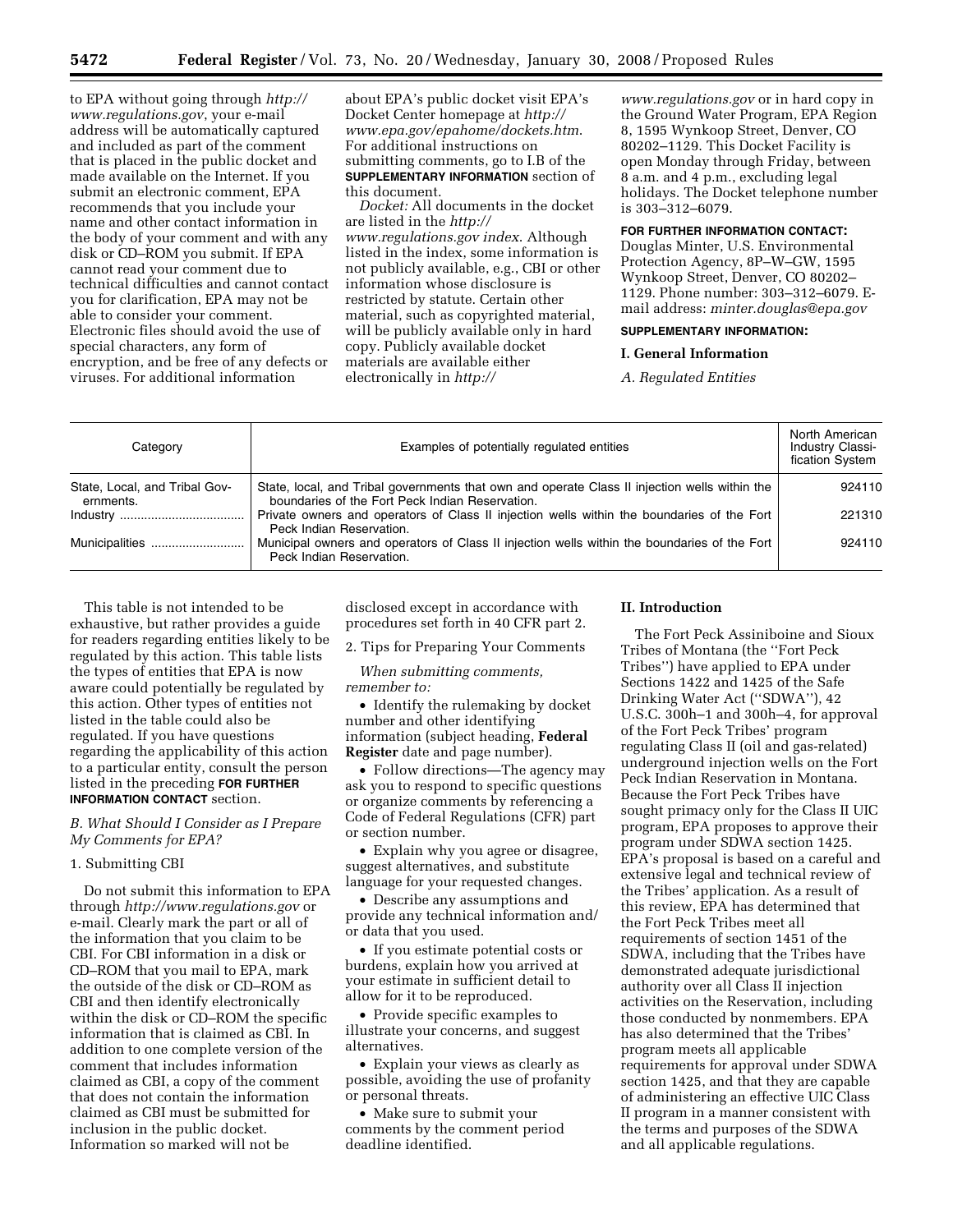to EPA without going through *http://www.regulations.gov*, your e-mail address will be automatically captured and included as part of the comment that is placed in the public docket and made available on the Internet. If you submit an electronic comment, EPA recommends that you include your name and other contact information in the body of your comment and with any disk or CD–ROM you submit. If EPA cannot read your comment due to technical difficulties and cannot contact you for clarification, EPA may not be able to consider your comment. Electronic files should avoid the use of special characters, any form of encryption, and be free of any defects or viruses. For additional information about EPA's public docket visit EPA's Docket Center homepage at *http://www.epa.gov/epahome/dockets.htm*. For additional instructions on submitting comments, go to I.B of the **SUPPLEMENTARY INFORMATION** section of this document.

*Docket:* All documents in the docket are listed in the *http://www.regulations.gov index*. Although listed in the index, some information is not publicly available, e.g., CBI or other information whose disclosure is restricted by statute. Certain other material, such as copyrighted material, will be publicly available only in hard copy. Publicly available docket materials are available either electronically in *http://www.regulations.gov* or in hard copy in the Ground Water Program, EPA Region 8, 1595 Wynkoop Street, Denver, CO 80202–1129. This Docket Facility is open Monday through Friday, between 8 a.m. and 4 p.m., excluding legal holidays. The Docket telephone number is 303–312–6079.

**FOR FURTHER INFORMATION CONTACT:** Douglas Minter, U.S. Environmental Protection Agency, 8P–W–GW, 1595 Wynkoop Street, Denver, CO 80202–1129. Phone number: 303–312–6079. E-mail address: *minter.douglas@epa.gov*

**SUPPLEMENTARY INFORMATION:**

## I. General Information

### *A. Regulated Entities*

| Category | Examples of potentially regulated entities | North American Industry Classification System |
|---|---|---|
| State, Local, and Tribal Governments. | State, local, and Tribal governments that own and operate Class II injection wells within the boundaries of the Fort Peck Indian Reservation. | 924110 |
| Industry | Private owners and operators of Class II injection wells within the boundaries of the Fort Peck Indian Reservation. | 221310 |
| Municipalities | Municipal owners and operators of Class II injection wells within the boundaries of the Fort Peck Indian Reservation. | 924110 |

This table is not intended to be exhaustive, but rather provides a guide for readers regarding entities likely to be regulated by this action. This table lists the types of entities that EPA is now aware could potentially be regulated by this action. Other types of entities not listed in the table could also be regulated. If you have questions regarding the applicability of this action to a particular entity, consult the person listed in the preceding **FOR FURTHER INFORMATION CONTACT** section.

### *B. What Should I Consider as I Prepare My Comments for EPA?*

1. Submitting CBI

Do not submit this information to EPA through *http://www.regulations.gov* or e-mail. Clearly mark the part or all of the information that you claim to be CBI. For CBI information in a disk or CD–ROM that you mail to EPA, mark the outside of the disk or CD–ROM as CBI and then identify electronically within the disk or CD–ROM the specific information that is claimed as CBI. In addition to one complete version of the comment that includes information claimed as CBI, a copy of the comment that does not contain the information claimed as CBI must be submitted for inclusion in the public docket. Information so marked will not be disclosed except in accordance with procedures set forth in 40 CFR part 2.

2. Tips for Preparing Your Comments

*When submitting comments, remember to:*

- Identify the rulemaking by docket number and other identifying information (subject heading, **Federal Register** date and page number).
- Follow directions—The agency may ask you to respond to specific questions or organize comments by referencing a Code of Federal Regulations (CFR) part or section number.
- Explain why you agree or disagree, suggest alternatives, and substitute language for your requested changes.
- Describe any assumptions and provide any technical information and/or data that you used.
- If you estimate potential costs or burdens, explain how you arrived at your estimate in sufficient detail to allow for it to be reproduced.
- Provide specific examples to illustrate your concerns, and suggest alternatives.
- Explain your views as clearly as possible, avoiding the use of profanity or personal threats.
- Make sure to submit your comments by the comment period deadline identified.

## II. Introduction

The Fort Peck Assiniboine and Sioux Tribes of Montana (the ''Fort Peck Tribes'') have applied to EPA under Sections 1422 and 1425 of the Safe Drinking Water Act (''SDWA''), 42 U.S.C. 300h–1 and 300h–4, for approval of the Fort Peck Tribes' program regulating Class II (oil and gas-related) underground injection wells on the Fort Peck Indian Reservation in Montana. Because the Fort Peck Tribes have sought primacy only for the Class II UIC program, EPA proposes to approve their program under SDWA section 1425. EPA's proposal is based on a careful and extensive legal and technical review of the Tribes' application. As a result of this review, EPA has determined that the Fort Peck Tribes meet all requirements of section 1451 of the SDWA, including that the Tribes have demonstrated adequate jurisdictional authority over all Class II injection activities on the Reservation, including those conducted by nonmembers. EPA has also determined that the Tribes' program meets all applicable requirements for approval under SDWA section 1425, and that they are capable of administering an effective UIC Class II program in a manner consistent with the terms and purposes of the SDWA and all applicable regulations.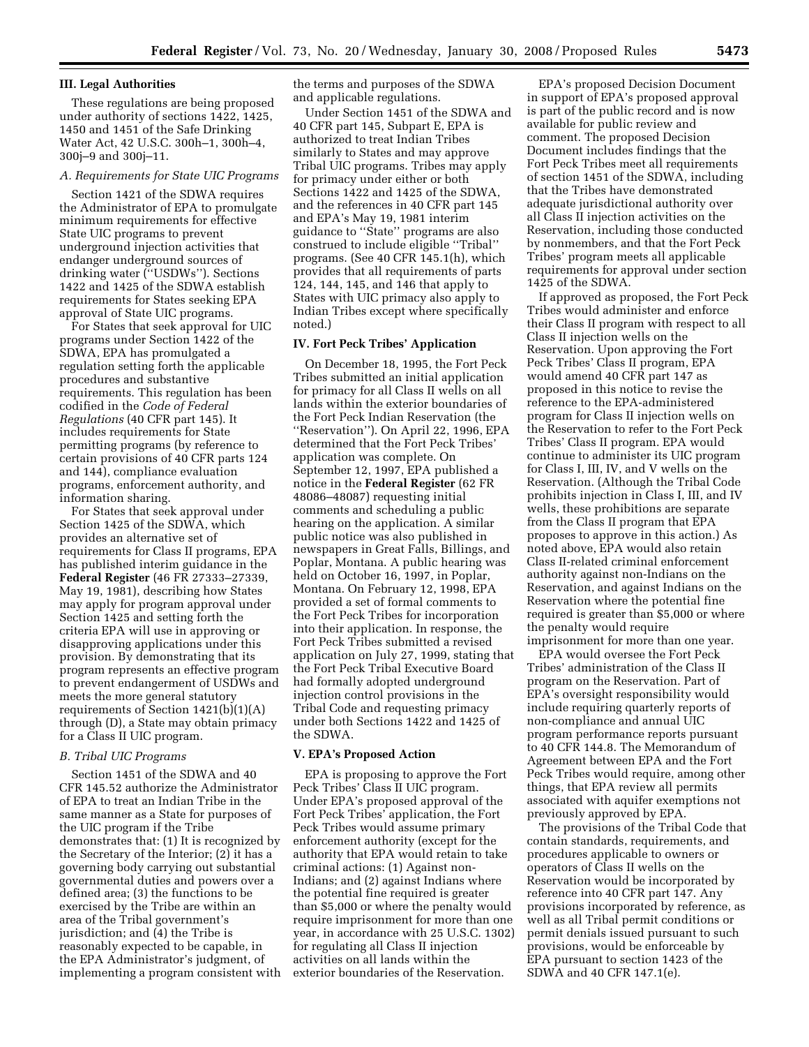## III. Legal Authorities

These regulations are being proposed under authority of sections 1422, 1425, 1450 and 1451 of the Safe Drinking Water Act, 42 U.S.C. 300h–1, 300h–4, 300j–9 and 300j–11.

### A. Requirements for State UIC Programs

Section 1421 of the SDWA requires the Administrator of EPA to promulgate minimum requirements for effective State UIC programs to prevent underground injection activities that endanger underground sources of drinking water (''USDWs''). Sections 1422 and 1425 of the SDWA establish requirements for States seeking EPA approval of State UIC programs.

For States that seek approval for UIC programs under Section 1422 of the SDWA, EPA has promulgated a regulation setting forth the applicable procedures and substantive requirements. This regulation has been codified in the *Code of Federal Regulations* (40 CFR part 145). It includes requirements for State permitting programs (by reference to certain provisions of 40 CFR parts 124 and 144), compliance evaluation programs, enforcement authority, and information sharing.

For States that seek approval under Section 1425 of the SDWA, which provides an alternative set of requirements for Class II programs, EPA has published interim guidance in the **Federal Register** (46 FR 27333–27339, May 19, 1981), describing how States may apply for program approval under Section 1425 and setting forth the criteria EPA will use in approving or disapproving applications under this provision. By demonstrating that its program represents an effective program to prevent endangerment of USDWs and meets the more general statutory requirements of Section 1421(b)(1)(A) through (D), a State may obtain primacy for a Class II UIC program.

### B. Tribal UIC Programs

Section 1451 of the SDWA and 40 CFR 145.52 authorize the Administrator of EPA to treat an Indian Tribe in the same manner as a State for purposes of the UIC program if the Tribe demonstrates that: (1) It is recognized by the Secretary of the Interior; (2) it has a governing body carrying out substantial governmental duties and powers over a defined area; (3) the functions to be exercised by the Tribe are within an area of the Tribal government's jurisdiction; and (4) the Tribe is reasonably expected to be capable, in the EPA Administrator's judgment, of implementing a program consistent with the terms and purposes of the SDWA and applicable regulations.

Under Section 1451 of the SDWA and 40 CFR part 145, Subpart E, EPA is authorized to treat Indian Tribes similarly to States and may approve Tribal UIC programs. Tribes may apply for primacy under either or both Sections 1422 and 1425 of the SDWA, and the references in 40 CFR part 145 and EPA's May 19, 1981 interim guidance to ''State'' programs are also construed to include eligible ''Tribal'' programs. (See 40 CFR 145.1(h), which provides that all requirements of parts 124, 144, 145, and 146 that apply to States with UIC primacy also apply to Indian Tribes except where specifically noted.)

## IV. Fort Peck Tribes' Application

On December 18, 1995, the Fort Peck Tribes submitted an initial application for primacy for all Class II wells on all lands within the exterior boundaries of the Fort Peck Indian Reservation (the ''Reservation''). On April 22, 1996, EPA determined that the Fort Peck Tribes' application was complete. On September 12, 1997, EPA published a notice in the **Federal Register** (62 FR 48086–48087) requesting initial comments and scheduling a public hearing on the application. A similar public notice was also published in newspapers in Great Falls, Billings, and Poplar, Montana. A public hearing was held on October 16, 1997, in Poplar, Montana. On February 12, 1998, EPA provided a set of formal comments to the Fort Peck Tribes for incorporation into their application. In response, the Fort Peck Tribes submitted a revised application on July 27, 1999, stating that the Fort Peck Tribal Executive Board had formally adopted underground injection control provisions in the Tribal Code and requesting primacy under both Sections 1422 and 1425 of the SDWA.

## V. EPA's Proposed Action

EPA is proposing to approve the Fort Peck Tribes' Class II UIC program. Under EPA's proposed approval of the Fort Peck Tribes' application, the Fort Peck Tribes would assume primary enforcement authority (except for the authority that EPA would retain to take criminal actions: (1) Against non-Indians; and (2) against Indians where the potential fine required is greater than $5,000 or where the penalty would require imprisonment for more than one year, in accordance with 25 U.S.C. 1302) for regulating all Class II injection activities on all lands within the exterior boundaries of the Reservation.

EPA's proposed Decision Document in support of EPA's proposed approval is part of the public record and is now available for public review and comment. The proposed Decision Document includes findings that the Fort Peck Tribes meet all requirements of section 1451 of the SDWA, including that the Tribes have demonstrated adequate jurisdictional authority over all Class II injection activities on the Reservation, including those conducted by nonmembers, and that the Fort Peck Tribes' program meets all applicable requirements for approval under section 1425 of the SDWA.

If approved as proposed, the Fort Peck Tribes would administer and enforce their Class II program with respect to all Class II injection wells on the Reservation. Upon approving the Fort Peck Tribes' Class II program, EPA would amend 40 CFR part 147 as proposed in this notice to revise the reference to the EPA-administered program for Class II injection wells on the Reservation to refer to the Fort Peck Tribes' Class II program. EPA would continue to administer its UIC program for Class I, III, IV, and V wells on the Reservation. (Although the Tribal Code prohibits injection in Class I, III, and IV wells, these prohibitions are separate from the Class II program that EPA proposes to approve in this action.) As noted above, EPA would also retain Class II-related criminal enforcement authority against non-Indians on the Reservation, and against Indians on the Reservation where the potential fine required is greater than $5,000 or where the penalty would require imprisonment for more than one year.

EPA would oversee the Fort Peck Tribes' administration of the Class II program on the Reservation. Part of EPA's oversight responsibility would include requiring quarterly reports of non-compliance and annual UIC program performance reports pursuant to 40 CFR 144.8. The Memorandum of Agreement between EPA and the Fort Peck Tribes would require, among other things, that EPA review all permits associated with aquifer exemptions not previously approved by EPA.

The provisions of the Tribal Code that contain standards, requirements, and procedures applicable to owners or operators of Class II wells on the Reservation would be incorporated by reference into 40 CFR part 147. Any provisions incorporated by reference, as well as all Tribal permit conditions or permit denials issued pursuant to such provisions, would be enforceable by EPA pursuant to section 1423 of the SDWA and 40 CFR 147.1(e).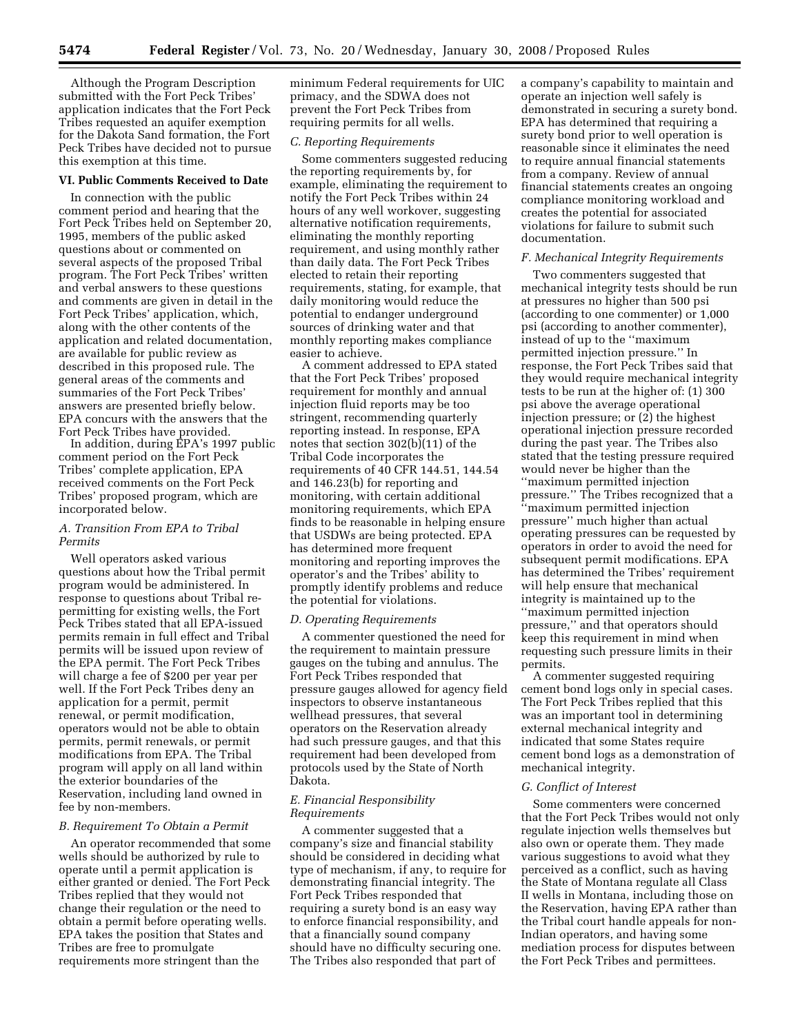Although the Program Description submitted with the Fort Peck Tribes' application indicates that the Fort Peck Tribes requested an aquifer exemption for the Dakota Sand formation, the Fort Peck Tribes have decided not to pursue this exemption at this time.

## VI. Public Comments Received to Date

In connection with the public comment period and hearing that the Fort Peck Tribes held on September 20, 1995, members of the public asked questions about or commented on several aspects of the proposed Tribal program. The Fort Peck Tribes' written and verbal answers to these questions and comments are given in detail in the Fort Peck Tribes' application, which, along with the other contents of the application and related documentation, are available for public review as described in this proposed rule. The general areas of the comments and summaries of the Fort Peck Tribes' answers are presented briefly below. EPA concurs with the answers that the Fort Peck Tribes have provided.

In addition, during EPA's 1997 public comment period on the Fort Peck Tribes' complete application, EPA received comments on the Fort Peck Tribes' proposed program, which are incorporated below.

### *A. Transition From EPA to Tribal Permits*

Well operators asked various questions about how the Tribal permit program would be administered. In response to questions about Tribal re-permitting for existing wells, the Fort Peck Tribes stated that all EPA-issued permits remain in full effect and Tribal permits will be issued upon review of the EPA permit. The Fort Peck Tribes will charge a fee of $200 per year per well. If the Fort Peck Tribes deny an application for a permit, permit renewal, or permit modification, operators would not be able to obtain permits, permit renewals, or permit modifications from EPA. The Tribal program will apply on all land within the exterior boundaries of the Reservation, including land owned in fee by non-members.

### *B. Requirement To Obtain a Permit*

An operator recommended that some wells should be authorized by rule to operate until a permit application is either granted or denied. The Fort Peck Tribes replied that they would not change their regulation or the need to obtain a permit before operating wells. EPA takes the position that States and Tribes are free to promulgate requirements more stringent than the minimum Federal requirements for UIC primacy, and the SDWA does not prevent the Fort Peck Tribes from requiring permits for all wells.

### *C. Reporting Requirements*

Some commenters suggested reducing the reporting requirements by, for example, eliminating the requirement to notify the Fort Peck Tribes within 24 hours of any well workover, suggesting alternative notification requirements, eliminating the monthly reporting requirement, and using monthly rather than daily data. The Fort Peck Tribes elected to retain their reporting requirements, stating, for example, that daily monitoring would reduce the potential to endanger underground sources of drinking water and that monthly reporting makes compliance easier to achieve.

A comment addressed to EPA stated that the Fort Peck Tribes' proposed requirement for monthly and annual injection fluid reports may be too stringent, recommending quarterly reporting instead. In response, EPA notes that section 302(b)(11) of the Tribal Code incorporates the requirements of 40 CFR 144.51, 144.54 and 146.23(b) for reporting and monitoring, with certain additional monitoring requirements, which EPA finds to be reasonable in helping ensure that USDWs are being protected. EPA has determined more frequent monitoring and reporting improves the operator's and the Tribes' ability to promptly identify problems and reduce the potential for violations.

### *D. Operating Requirements*

A commenter questioned the need for the requirement to maintain pressure gauges on the tubing and annulus. The Fort Peck Tribes responded that pressure gauges allowed for agency field inspectors to observe instantaneous wellhead pressures, that several operators on the Reservation already had such pressure gauges, and that this requirement had been developed from protocols used by the State of North Dakota.

### *E. Financial Responsibility Requirements*

A commenter suggested that a company's size and financial stability should be considered in deciding what type of mechanism, if any, to require for demonstrating financial integrity. The Fort Peck Tribes responded that requiring a surety bond is an easy way to enforce financial responsibility, and that a financially sound company should have no difficulty securing one. The Tribes also responded that part of a company's capability to maintain and operate an injection well safely is demonstrated in securing a surety bond. EPA has determined that requiring a surety bond prior to well operation is reasonable since it eliminates the need to require annual financial statements from a company. Review of annual financial statements creates an ongoing compliance monitoring workload and creates the potential for associated violations for failure to submit such documentation.

### *F. Mechanical Integrity Requirements*

Two commenters suggested that mechanical integrity tests should be run at pressures no higher than 500 psi (according to one commenter) or 1,000 psi (according to another commenter), instead of up to the ''maximum permitted injection pressure.'' In response, the Fort Peck Tribes said that they would require mechanical integrity tests to be run at the higher of: (1) 300 psi above the average operational injection pressure; or (2) the highest operational injection pressure recorded during the past year. The Tribes also stated that the testing pressure required would never be higher than the ''maximum permitted injection pressure.'' The Tribes recognized that a ''maximum permitted injection pressure'' much higher than actual operating pressures can be requested by operators in order to avoid the need for subsequent permit modifications. EPA has determined the Tribes' requirement will help ensure that mechanical integrity is maintained up to the ''maximum permitted injection pressure,'' and that operators should keep this requirement in mind when requesting such pressure limits in their permits.

A commenter suggested requiring cement bond logs only in special cases. The Fort Peck Tribes replied that this was an important tool in determining external mechanical integrity and indicated that some States require cement bond logs as a demonstration of mechanical integrity.

### *G. Conflict of Interest*

Some commenters were concerned that the Fort Peck Tribes would not only regulate injection wells themselves but also own or operate them. They made various suggestions to avoid what they perceived as a conflict, such as having the State of Montana regulate all Class II wells in Montana, including those on the Reservation, having EPA rather than the Tribal court handle appeals for non-Indian operators, and having some mediation process for disputes between the Fort Peck Tribes and permittees.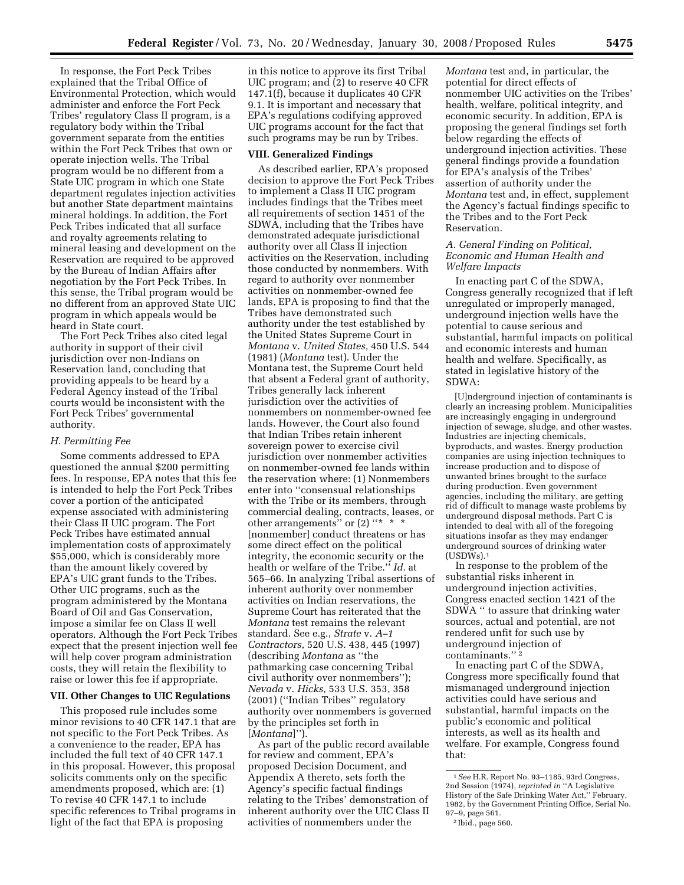In response, the Fort Peck Tribes explained that the Tribal Office of Environmental Protection, which would administer and enforce the Fort Peck Tribes' regulatory Class II program, is a regulatory body within the Tribal government separate from the entities within the Fort Peck Tribes that own or operate injection wells. The Tribal program would be no different from a State UIC program in which one State department regulates injection activities but another State department maintains mineral holdings. In addition, the Fort Peck Tribes indicated that all surface and royalty agreements relating to mineral leasing and development on the Reservation are required to be approved by the Bureau of Indian Affairs after negotiation by the Fort Peck Tribes. In this sense, the Tribal program would be no different from an approved State UIC program in which appeals would be heard in State court.

The Fort Peck Tribes also cited legal authority in support of their civil jurisdiction over non-Indians on Reservation land, concluding that providing appeals to be heard by a Federal Agency instead of the Tribal courts would be inconsistent with the Fort Peck Tribes' governmental authority.

### H. Permitting Fee

Some comments addressed to EPA questioned the annual $200 permitting fees. In response, EPA notes that this fee is intended to help the Fort Peck Tribes cover a portion of the anticipated expense associated with administering their Class II UIC program. The Fort Peck Tribes have estimated annual implementation costs of approximately $55,000, which is considerably more than the amount likely covered by EPA's UIC grant funds to the Tribes. Other UIC programs, such as the program administered by the Montana Board of Oil and Gas Conservation, impose a similar fee on Class II well operators. Although the Fort Peck Tribes expect that the present injection well fee will help cover program administration costs, they will retain the flexibility to raise or lower this fee if appropriate.

## VII. Other Changes to UIC Regulations

This proposed rule includes some minor revisions to 40 CFR 147.1 that are not specific to the Fort Peck Tribes. As a convenience to the reader, EPA has included the full text of 40 CFR 147.1 in this proposal. However, this proposal solicits comments only on the specific amendments proposed, which are: (1) To revise 40 CFR 147.1 to include specific references to Tribal programs in light of the fact that EPA is proposing in this notice to approve its first Tribal UIC program; and (2) to reserve 40 CFR 147.1(f), because it duplicates 40 CFR 9.1. It is important and necessary that EPA's regulations codifying approved UIC programs account for the fact that such programs may be run by Tribes.

## VIII. Generalized Findings

As described earlier, EPA's proposed decision to approve the Fort Peck Tribes to implement a Class II UIC program includes findings that the Tribes meet all requirements of section 1451 of the SDWA, including that the Tribes have demonstrated adequate jurisdictional authority over all Class II injection activities on the Reservation, including those conducted by nonmembers. With regard to authority over nonmember activities on nonmember-owned fee lands, EPA is proposing to find that the Tribes have demonstrated such authority under the test established by the United States Supreme Court in *Montana* v. *United States,* 450 U.S. 544 (1981) (*Montana* test). Under the Montana test, the Supreme Court held that absent a Federal grant of authority, Tribes generally lack inherent jurisdiction over the activities of nonmembers on nonmember-owned fee lands. However, the Court also found that Indian Tribes retain inherent sovereign power to exercise civil jurisdiction over nonmember activities on nonmember-owned fee lands within the reservation where: (1) Nonmembers enter into ''consensual relationships with the Tribe or its members, through commercial dealing, contracts, leases, or other arrangements'' or (2) ''* * * [nonmember] conduct threatens or has some direct effect on the political integrity, the economic security or the health or welfare of the Tribe.'' *Id.* at 565–66. In analyzing Tribal assertions of inherent authority over nonmember activities on Indian reservations, the Supreme Court has reiterated that the *Montana* test remains the relevant standard. See e.g., *Strate* v. *A–1 Contractors*, 520 U.S. 438, 445 (1997) (describing *Montana* as ''the pathmarking case concerning Tribal civil authority over nonmembers''); *Nevada* v. *Hicks,* 533 U.S. 353, 358 (2001) (''Indian Tribes'' regulatory authority over nonmembers is governed by the principles set forth in [*Montana*]'').

As part of the public record available for review and comment, EPA's proposed Decision Document, and Appendix A thereto, sets forth the Agency's specific factual findings relating to the Tribes' demonstration of inherent authority over the UIC Class II activities of nonmembers under the *Montana* test and, in particular, the potential for direct effects of nonmember UIC activities on the Tribes' health, welfare, political integrity, and economic security. In addition, EPA is proposing the general findings set forth below regarding the effects of underground injection activities. These general findings provide a foundation for EPA's analysis of the Tribes' assertion of authority under the *Montana* test and, in effect, supplement the Agency's factual findings specific to the Tribes and to the Fort Peck Reservation.

### A. General Finding on Political, Economic and Human Health and Welfare Impacts

In enacting part C of the SDWA, Congress generally recognized that if left unregulated or improperly managed, underground injection wells have the potential to cause serious and substantial, harmful impacts on political and economic interests and human health and welfare. Specifically, as stated in legislative history of the SDWA:

> [U]nderground injection of contaminants is clearly an increasing problem. Municipalities are increasingly engaging in underground injection of sewage, sludge, and other wastes. Industries are injecting chemicals, byproducts, and wastes. Energy production companies are using injection techniques to increase production and to dispose of unwanted brines brought to the surface during production. Even government agencies, including the military, are getting rid of difficult to manage waste problems by underground disposal methods. Part C is intended to deal with all of the foregoing situations insofar as they may endanger underground sources of drinking water (USDWs).[1]

In response to the problem of the substantial risks inherent in underground injection activities, Congress enacted section 1421 of the SDWA '' to assure that drinking water sources, actual and potential, are not rendered unfit for such use by underground injection of contaminants.''[2]

In enacting part C of the SDWA, Congress more specifically found that mismanaged underground injection activities could have serious and substantial, harmful impacts on the public's economic and political interests, as well as its health and welfare. For example, Congress found that:

---

[1] *See* H.R. Report No. 93–1185, 93rd Congress, 2nd Session (1974), *reprinted in* ''A Legislative History of the Safe Drinking Water Act,'' February, 1982, by the Government Printing Office, Serial No. 97–9, page 561.

[2] Ibid., page 560.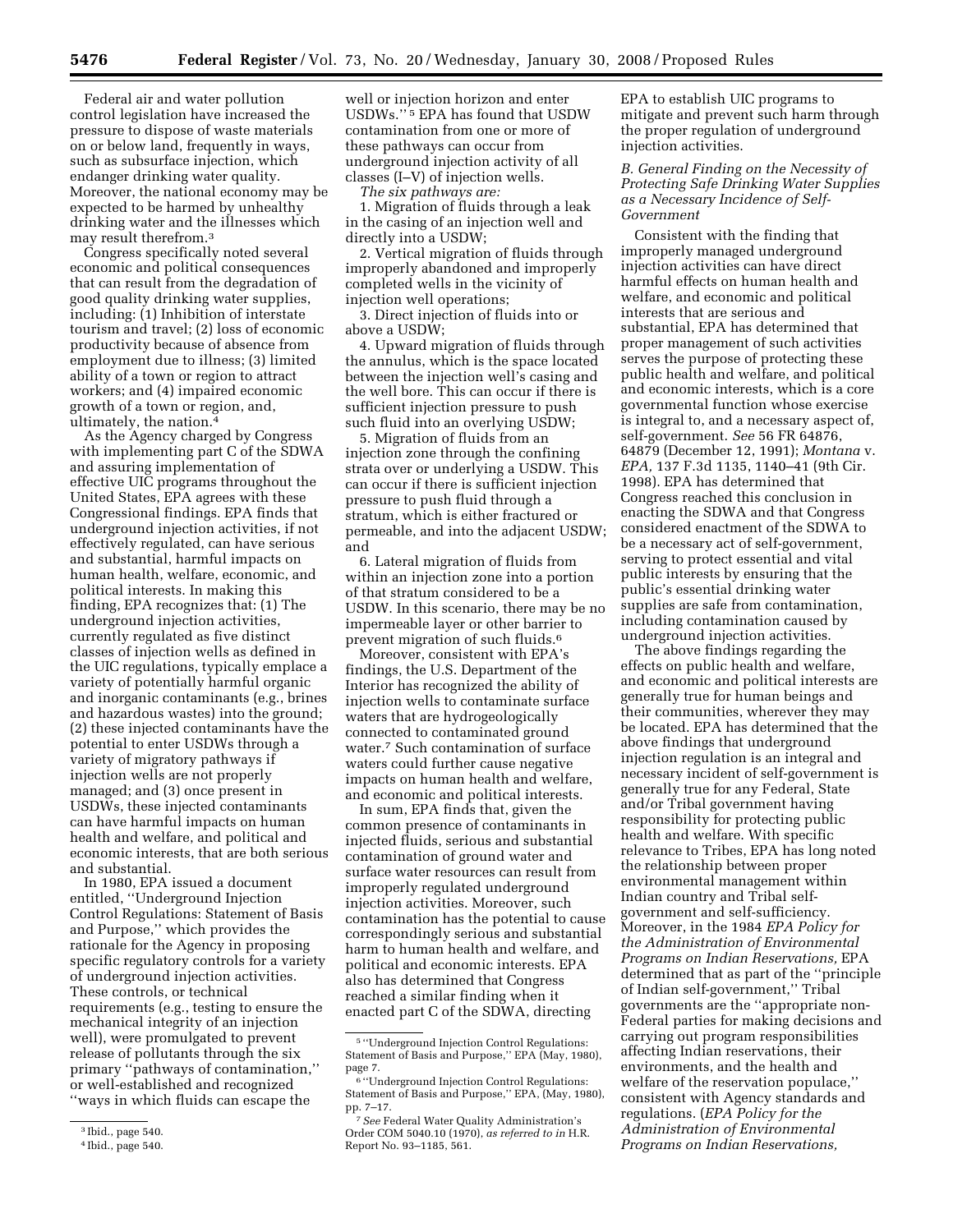Federal air and water pollution control legislation have increased the pressure to dispose of waste materials on or below land, frequently in ways, such as subsurface injection, which endanger drinking water quality. Moreover, the national economy may be expected to be harmed by unhealthy drinking water and the illnesses which may result therefrom.[3]

Congress specifically noted several economic and political consequences that can result from the degradation of good quality drinking water supplies, including: (1) Inhibition of interstate tourism and travel; (2) loss of economic productivity because of absence from employment due to illness; (3) limited ability of a town or region to attract workers; and (4) impaired economic growth of a town or region, and, ultimately, the nation.[4]

As the Agency charged by Congress with implementing part C of the SDWA and assuring implementation of effective UIC programs throughout the United States, EPA agrees with these Congressional findings. EPA finds that underground injection activities, if not effectively regulated, can have serious and substantial, harmful impacts on human health, welfare, economic, and political interests. In making this finding, EPA recognizes that: (1) The underground injection activities, currently regulated as five distinct classes of injection wells as defined in the UIC regulations, typically emplace a variety of potentially harmful organic and inorganic contaminants (e.g., brines and hazardous wastes) into the ground; (2) these injected contaminants have the potential to enter USDWs through a variety of migratory pathways if injection wells are not properly managed; and (3) once present in USDWs, these injected contaminants can have harmful impacts on human health and welfare, and political and economic interests, that are both serious and substantial.

In 1980, EPA issued a document entitled, ''Underground Injection Control Regulations: Statement of Basis and Purpose,'' which provides the rationale for the Agency in proposing specific regulatory controls for a variety of underground injection activities. These controls, or technical requirements (e.g., testing to ensure the mechanical integrity of an injection well), were promulgated to prevent release of pollutants through the six primary ''pathways of contamination,'' or well-established and recognized ''ways in which fluids can escape the well or injection horizon and enter USDWs.''[5] EPA has found that USDW contamination from one or more of these pathways can occur from underground injection activity of all classes (I–V) of injection wells.

*The six pathways are:*

1. Migration of fluids through a leak in the casing of an injection well and directly into a USDW;
2. Vertical migration of fluids through improperly abandoned and improperly completed wells in the vicinity of injection well operations;
3. Direct injection of fluids into or above a USDW;
4. Upward migration of fluids through the annulus, which is the space located between the injection well's casing and the well bore. This can occur if there is sufficient injection pressure to push such fluid into an overlying USDW;
5. Migration of fluids from an injection zone through the confining strata over or underlying a USDW. This can occur if there is sufficient injection pressure to push fluid through a stratum, which is either fractured or permeable, and into the adjacent USDW; and
6. Lateral migration of fluids from within an injection zone into a portion of that stratum considered to be a USDW. In this scenario, there may be no impermeable layer or other barrier to prevent migration of such fluids.[6]

Moreover, consistent with EPA's findings, the U.S. Department of the Interior has recognized the ability of injection wells to contaminate surface waters that are hydrogeologically connected to contaminated ground water.[7] Such contamination of surface waters could further cause negative impacts on human health and welfare, and economic and political interests.

In sum, EPA finds that, given the common presence of contaminants in injected fluids, serious and substantial contamination of ground water and surface water resources can result from improperly regulated underground injection activities. Moreover, such contamination has the potential to cause correspondingly serious and substantial harm to human health and welfare, and political and economic interests. EPA also has determined that Congress reached a similar finding when it enacted part C of the SDWA, directing EPA to establish UIC programs to mitigate and prevent such harm through the proper regulation of underground injection activities.

### *B. General Finding on the Necessity of Protecting Safe Drinking Water Supplies as a Necessary Incidence of Self-Government*

Consistent with the finding that improperly managed underground injection activities can have direct harmful effects on human health and welfare, and economic and political interests that are serious and substantial, EPA has determined that proper management of such activities serves the purpose of protecting these public health and welfare, and political and economic interests, which is a core governmental function whose exercise is integral to, and a necessary aspect of, self-government. *See* 56 FR 64876, 64879 (December 12, 1991); *Montana* v. *EPA,* 137 F.3d 1135, 1140–41 (9th Cir. 1998). EPA has determined that Congress reached this conclusion in enacting the SDWA and that Congress considered enactment of the SDWA to be a necessary act of self-government, serving to protect essential and vital public interests by ensuring that the public's essential drinking water supplies are safe from contamination, including contamination caused by underground injection activities.

The above findings regarding the effects on public health and welfare, and economic and political interests are generally true for human beings and their communities, wherever they may be located. EPA has determined that the above findings that underground injection regulation is an integral and necessary incident of self-government is generally true for any Federal, State and/or Tribal government having responsibility for protecting public health and welfare. With specific relevance to Tribes, EPA has long noted the relationship between proper environmental management within Indian country and Tribal self-government and self-sufficiency. Moreover, in the 1984 *EPA Policy for the Administration of Environmental Programs on Indian Reservations,* EPA determined that as part of the ''principle of Indian self-government,'' Tribal governments are the ''appropriate non-Federal parties for making decisions and carrying out program responsibilities affecting Indian reservations, their environments, and the health and welfare of the reservation populace,'' consistent with Agency standards and regulations. (*EPA Policy for the Administration of Environmental Programs on Indian Reservations,*

---

[3] Ibid., page 540.

[4] Ibid., page 540.

[5] ''Underground Injection Control Regulations: Statement of Basis and Purpose,'' EPA (May, 1980), page 7.

[6] ''Underground Injection Control Regulations: Statement of Basis and Purpose,'' EPA, (May, 1980), pp. 7–17.

[7] *See* Federal Water Quality Administration's Order COM 5040.10 (1970), *as referred to in* H.R. Report No. 93–1185, 561.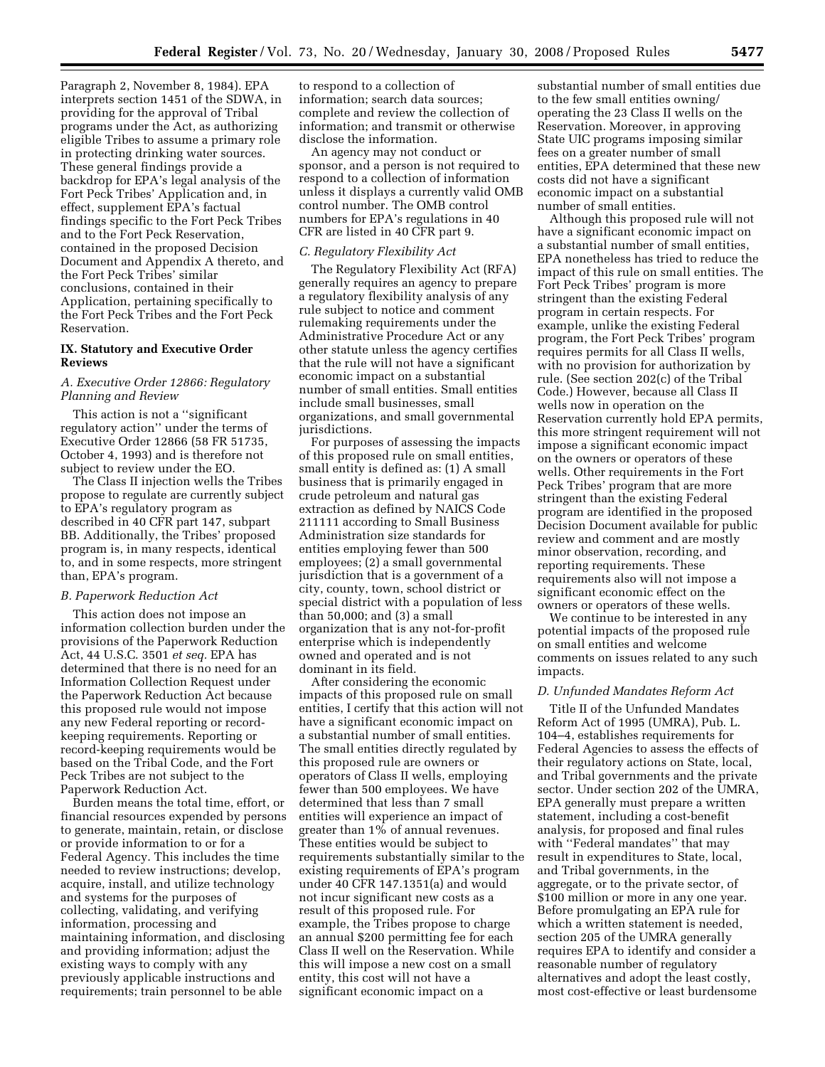Paragraph 2, November 8, 1984). EPA interprets section 1451 of the SDWA, in providing for the approval of Tribal programs under the Act, as authorizing eligible Tribes to assume a primary role in protecting drinking water sources. These general findings provide a backdrop for EPA's legal analysis of the Fort Peck Tribes' Application and, in effect, supplement EPA's factual findings specific to the Fort Peck Tribes and to the Fort Peck Reservation, contained in the proposed Decision Document and Appendix A thereto, and the Fort Peck Tribes' similar conclusions, contained in their Application, pertaining specifically to the Fort Peck Tribes and the Fort Peck Reservation.

## IX. Statutory and Executive Order Reviews

### *A. Executive Order 12866: Regulatory Planning and Review*

This action is not a ''significant regulatory action'' under the terms of Executive Order 12866 (58 FR 51735, October 4, 1993) and is therefore not subject to review under the EO.

The Class II injection wells the Tribes propose to regulate are currently subject to EPA's regulatory program as described in 40 CFR part 147, subpart BB. Additionally, the Tribes' proposed program is, in many respects, identical to, and in some respects, more stringent than, EPA's program.

### *B. Paperwork Reduction Act*

This action does not impose an information collection burden under the provisions of the Paperwork Reduction Act, 44 U.S.C. 3501 *et seq.* EPA has determined that there is no need for an Information Collection Request under the Paperwork Reduction Act because this proposed rule would not impose any new Federal reporting or record-keeping requirements. Reporting or record-keeping requirements would be based on the Tribal Code, and the Fort Peck Tribes are not subject to the Paperwork Reduction Act.

Burden means the total time, effort, or financial resources expended by persons to generate, maintain, retain, or disclose or provide information to or for a Federal Agency. This includes the time needed to review instructions; develop, acquire, install, and utilize technology and systems for the purposes of collecting, validating, and verifying information, processing and maintaining information, and disclosing and providing information; adjust the existing ways to comply with any previously applicable instructions and requirements; train personnel to be able to respond to a collection of information; search data sources; complete and review the collection of information; and transmit or otherwise disclose the information.

An agency may not conduct or sponsor, and a person is not required to respond to a collection of information unless it displays a currently valid OMB control number. The OMB control numbers for EPA's regulations in 40 CFR are listed in 40 CFR part 9.

### *C. Regulatory Flexibility Act*

The Regulatory Flexibility Act (RFA) generally requires an agency to prepare a regulatory flexibility analysis of any rule subject to notice and comment rulemaking requirements under the Administrative Procedure Act or any other statute unless the agency certifies that the rule will not have a significant economic impact on a substantial number of small entities. Small entities include small businesses, small organizations, and small governmental jurisdictions.

For purposes of assessing the impacts of this proposed rule on small entities, small entity is defined as: (1) A small business that is primarily engaged in crude petroleum and natural gas extraction as defined by NAICS Code 211111 according to Small Business Administration size standards for entities employing fewer than 500 employees; (2) a small governmental jurisdiction that is a government of a city, county, town, school district or special district with a population of less than 50,000; and (3) a small organization that is any not-for-profit enterprise which is independently owned and operated and is not dominant in its field.

After considering the economic impacts of this proposed rule on small entities, I certify that this action will not have a significant economic impact on a substantial number of small entities. The small entities directly regulated by this proposed rule are owners or operators of Class II wells, employing fewer than 500 employees. We have determined that less than 7 small entities will experience an impact of greater than 1% of annual revenues. These entities would be subject to requirements substantially similar to the existing requirements of EPA's program under 40 CFR 147.1351(a) and would not incur significant new costs as a result of this proposed rule. For example, the Tribes propose to charge an annual $200 permitting fee for each Class II well on the Reservation. While this will impose a new cost on a small entity, this cost will not have a significant economic impact on a substantial number of small entities due to the few small entities owning/operating the 23 Class II wells on the Reservation. Moreover, in approving State UIC programs imposing similar fees on a greater number of small entities, EPA determined that these new costs did not have a significant economic impact on a substantial number of small entities.

Although this proposed rule will not have a significant economic impact on a substantial number of small entities, EPA nonetheless has tried to reduce the impact of this rule on small entities. The Fort Peck Tribes' program is more stringent than the existing Federal program in certain respects. For example, unlike the existing Federal program, the Fort Peck Tribes' program requires permits for all Class II wells, with no provision for authorization by rule. (See section 202(c) of the Tribal Code.) However, because all Class II wells now in operation on the Reservation currently hold EPA permits, this more stringent requirement will not impose a significant economic impact on the owners or operators of these wells. Other requirements in the Fort Peck Tribes' program that are more stringent than the existing Federal program are identified in the proposed Decision Document available for public review and comment and are mostly minor observation, recording, and reporting requirements. These requirements also will not impose a significant economic effect on the owners or operators of these wells.

We continue to be interested in any potential impacts of the proposed rule on small entities and welcome comments on issues related to any such impacts.

### *D. Unfunded Mandates Reform Act*

Title II of the Unfunded Mandates Reform Act of 1995 (UMRA), Pub. L. 104–4, establishes requirements for Federal Agencies to assess the effects of their regulatory actions on State, local, and Tribal governments and the private sector. Under section 202 of the UMRA, EPA generally must prepare a written statement, including a cost-benefit analysis, for proposed and final rules with ''Federal mandates'' that may result in expenditures to State, local, and Tribal governments, in the aggregate, or to the private sector, of $100 million or more in any one year. Before promulgating an EPA rule for which a written statement is needed, section 205 of the UMRA generally requires EPA to identify and consider a reasonable number of regulatory alternatives and adopt the least costly, most cost-effective or least burdensome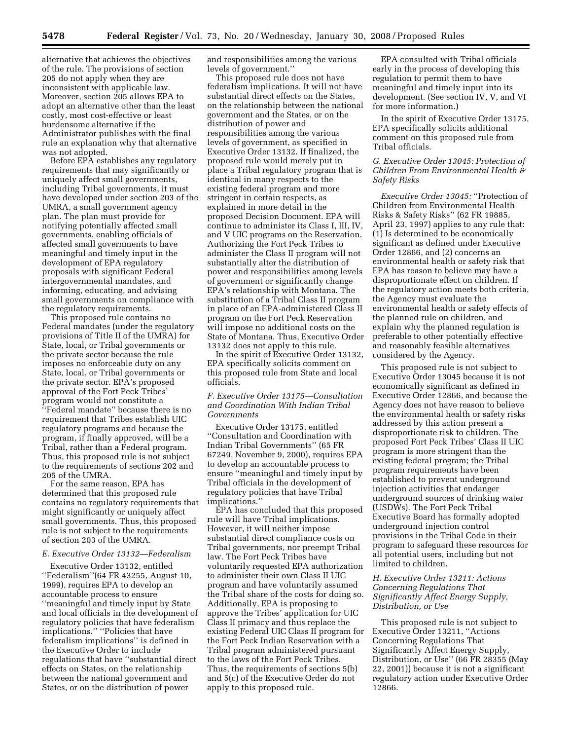alternative that achieves the objectives of the rule. The provisions of section 205 do not apply when they are inconsistent with applicable law. Moreover, section 205 allows EPA to adopt an alternative other than the least costly, most cost-effective or least burdensome alternative if the Administrator publishes with the final rule an explanation why that alternative was not adopted.

Before EPA establishes any regulatory requirements that may significantly or uniquely affect small governments, including Tribal governments, it must have developed under section 203 of the UMRA, a small government agency plan. The plan must provide for notifying potentially affected small governments, enabling officials of affected small governments to have meaningful and timely input in the development of EPA regulatory proposals with significant Federal intergovernmental mandates, and informing, educating, and advising small governments on compliance with the regulatory requirements.

This proposed rule contains no Federal mandates (under the regulatory provisions of Title II of the UMRA) for State, local, or Tribal governments or the private sector because the rule imposes no enforceable duty on any State, local, or Tribal governments or the private sector. EPA's proposed approval of the Fort Peck Tribes' program would not constitute a ''Federal mandate'' because there is no requirement that Tribes establish UIC regulatory programs and because the program, if finally approved, will be a Tribal, rather than a Federal program. Thus, this proposed rule is not subject to the requirements of sections 202 and 205 of the UMRA.

For the same reason, EPA has determined that this proposed rule contains no regulatory requirements that might significantly or uniquely affect small governments. Thus, this proposed rule is not subject to the requirements of section 203 of the UMRA.

### *E. Executive Order 13132—Federalism*

Executive Order 13132, entitled ''Federalism''(64 FR 43255, August 10, 1999), requires EPA to develop an accountable process to ensure ''meaningful and timely input by State and local officials in the development of regulatory policies that have federalism implications.'' ''Policies that have federalism implications'' is defined in the Executive Order to include regulations that have ''substantial direct effects on States, on the relationship between the national government and States, or on the distribution of power and responsibilities among the various levels of government.''

This proposed rule does not have federalism implications. It will not have substantial direct effects on the States, on the relationship between the national government and the States, or on the distribution of power and responsibilities among the various levels of government, as specified in Executive Order 13132. If finalized, the proposed rule would merely put in place a Tribal regulatory program that is identical in many respects to the existing federal program and more stringent in certain respects, as explained in more detail in the proposed Decision Document. EPA will continue to administer its Class I, III, IV, and V UIC programs on the Reservation. Authorizing the Fort Peck Tribes to administer the Class II program will not substantially alter the distribution of power and responsibilities among levels of government or significantly change EPA's relationship with Montana. The substitution of a Tribal Class II program in place of an EPA-administered Class II program on the Fort Peck Reservation will impose no additional costs on the State of Montana. Thus, Executive Order 13132 does not apply to this rule.

In the spirit of Executive Order 13132, EPA specifically solicits comment on this proposed rule from State and local officials.

### *F. Executive Order 13175—Consultation and Coordination With Indian Tribal Governments*

Executive Order 13175, entitled ''Consultation and Coordination with Indian Tribal Governments'' (65 FR 67249, November 9, 2000), requires EPA to develop an accountable process to ensure ''meaningful and timely input by Tribal officials in the development of regulatory policies that have Tribal implications.''

EPA has concluded that this proposed rule will have Tribal implications. However, it will neither impose substantial direct compliance costs on Tribal governments, nor preempt Tribal law. The Fort Peck Tribes have voluntarily requested EPA authorization to administer their own Class II UIC program and have voluntarily assumed the Tribal share of the costs for doing so. Additionally, EPA is proposing to approve the Tribes' application for UIC Class II primacy and thus replace the existing Federal UIC Class II program for the Fort Peck Indian Reservation with a Tribal program administered pursuant to the laws of the Fort Peck Tribes. Thus, the requirements of sections 5(b) and 5(c) of the Executive Order do not apply to this proposed rule.

EPA consulted with Tribal officials early in the process of developing this regulation to permit them to have meaningful and timely input into its development. (See section IV, V, and VI for more information.)

In the spirit of Executive Order 13175, EPA specifically solicits additional comment on this proposed rule from Tribal officials.

### *G. Executive Order 13045: Protection of Children From Environmental Health & Safety Risks*

*Executive Order 13045:* ''Protection of Children from Environmental Health Risks & Safety Risks'' (62 FR 19885, April 23, 1997) applies to any rule that: (1) Is determined to be economically significant as defined under Executive Order 12866, and (2) concerns an environmental health or safety risk that EPA has reason to believe may have a disproportionate effect on children. If the regulatory action meets both criteria, the Agency must evaluate the environmental health or safety effects of the planned rule on children, and explain why the planned regulation is preferable to other potentially effective and reasonably feasible alternatives considered by the Agency.

This proposed rule is not subject to Executive Order 13045 because it is not economically significant as defined in Executive Order 12866, and because the Agency does not have reason to believe the environmental health or safety risks addressed by this action present a disproportionate risk to children. The proposed Fort Peck Tribes' Class II UIC program is more stringent than the existing federal program; the Tribal program requirements have been established to prevent underground injection activities that endanger underground sources of drinking water (USDWs). The Fort Peck Tribal Executive Board has formally adopted underground injection control provisions in the Tribal Code in their program to safeguard these resources for all potential users, including but not limited to children.

### *H. Executive Order 13211: Actions Concerning Regulations That Significantly Affect Energy Supply, Distribution, or Use*

This proposed rule is not subject to Executive Order 13211, ''Actions Concerning Regulations That Significantly Affect Energy Supply, Distribution, or Use'' (66 FR 28355 (May 22, 2001)) because it is not a significant regulatory action under Executive Order 12866.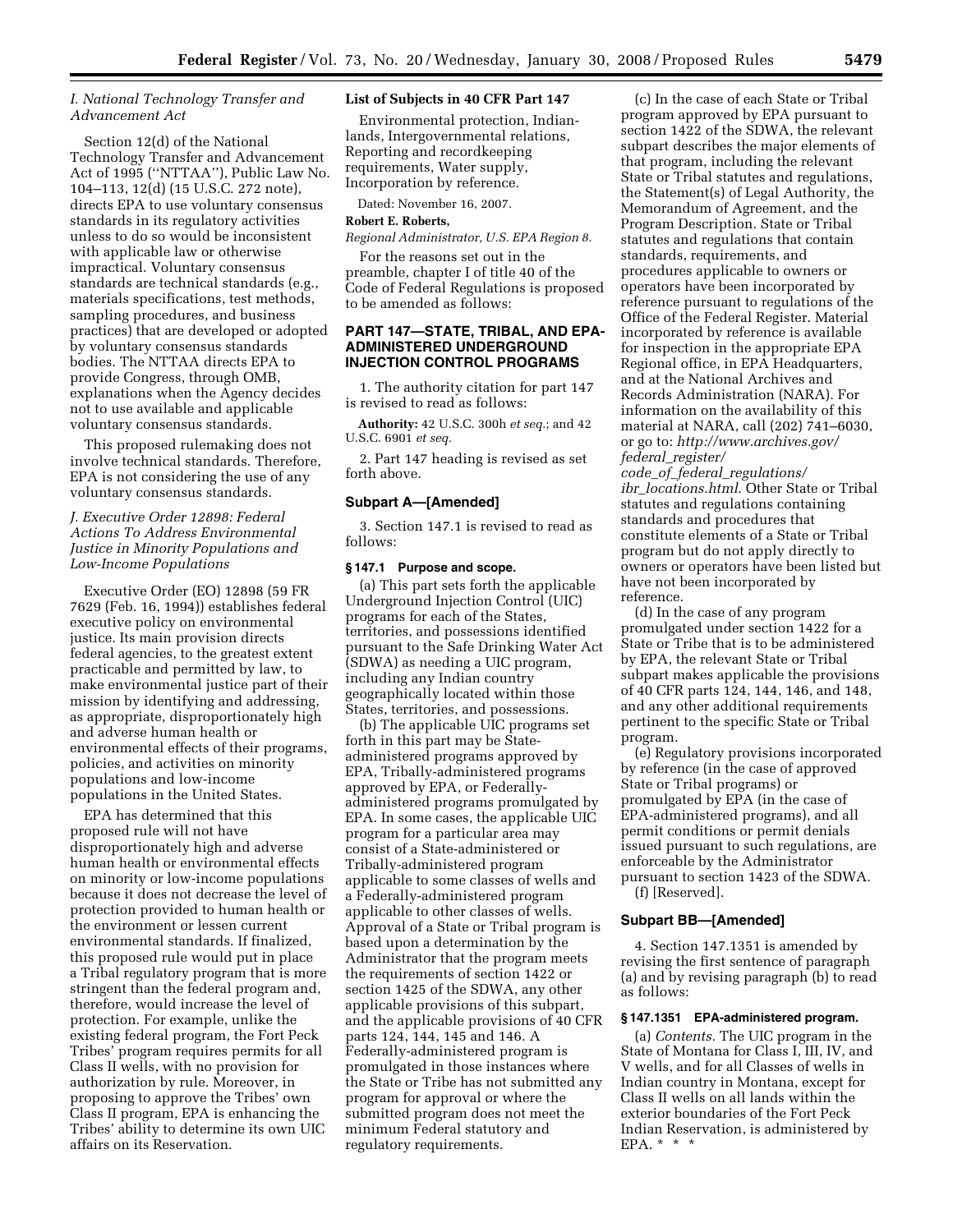### I. National Technology Transfer and Advancement Act

Section 12(d) of the National Technology Transfer and Advancement Act of 1995 (''NTTAA''), Public Law No. 104–113, 12(d) (15 U.S.C. 272 note), directs EPA to use voluntary consensus standards in its regulatory activities unless to do so would be inconsistent with applicable law or otherwise impractical. Voluntary consensus standards are technical standards (e.g., materials specifications, test methods, sampling procedures, and business practices) that are developed or adopted by voluntary consensus standards bodies. The NTTAA directs EPA to provide Congress, through OMB, explanations when the Agency decides not to use available and applicable voluntary consensus standards.

This proposed rulemaking does not involve technical standards. Therefore, EPA is not considering the use of any voluntary consensus standards.

### J. Executive Order 12898: Federal Actions To Address Environmental Justice in Minority Populations and Low-Income Populations

Executive Order (EO) 12898 (59 FR 7629 (Feb. 16, 1994)) establishes federal executive policy on environmental justice. Its main provision directs federal agencies, to the greatest extent practicable and permitted by law, to make environmental justice part of their mission by identifying and addressing, as appropriate, disproportionately high and adverse human health or environmental effects of their programs, policies, and activities on minority populations and low-income populations in the United States.

EPA has determined that this proposed rule will not have disproportionately high and adverse human health or environmental effects on minority or low-income populations because it does not decrease the level of protection provided to human health or the environment or lessen current environmental standards. If finalized, this proposed rule would put in place a Tribal regulatory program that is more stringent than the federal program and, therefore, would increase the level of protection. For example, unlike the existing federal program, the Fort Peck Tribes' program requires permits for all Class II wells, with no provision for authorization by rule. Moreover, in proposing to approve the Tribes' own Class II program, EPA is enhancing the Tribes' ability to determine its own UIC affairs on its Reservation.

**List of Subjects in 40 CFR Part 147**

Environmental protection, Indian-lands, Intergovernmental relations, Reporting and recordkeeping requirements, Water supply, Incorporation by reference.

Dated: November 16, 2007.

**Robert E. Roberts,**

*Regional Administrator, U.S. EPA Region 8.*

For the reasons set out in the preamble, chapter I of title 40 of the Code of Federal Regulations is proposed to be amended as follows:

## PART 147—STATE, TRIBAL, AND EPA-ADMINISTERED UNDERGROUND INJECTION CONTROL PROGRAMS

1. The authority citation for part 147 is revised to read as follows:

**Authority:** 42 U.S.C. 300h *et seq.*; and 42 U.S.C. 6901 *et seq.*

2. Part 147 heading is revised as set forth above.

### Subpart A—[Amended]

3. Section 147.1 is revised to read as follows:

**§ 147.1 Purpose and scope.**

(a) This part sets forth the applicable Underground Injection Control (UIC) programs for each of the States, territories, and possessions identified pursuant to the Safe Drinking Water Act (SDWA) as needing a UIC program, including any Indian country geographically located within those States, territories, and possessions.

(b) The applicable UIC programs set forth in this part may be State-administered programs approved by EPA, Tribally-administered programs approved by EPA, or Federally-administered programs promulgated by EPA. In some cases, the applicable UIC program for a particular area may consist of a State-administered or Tribally-administered program applicable to some classes of wells and a Federally-administered program applicable to other classes of wells. Approval of a State or Tribal program is based upon a determination by the Administrator that the program meets the requirements of section 1422 or section 1425 of the SDWA, any other applicable provisions of this subpart, and the applicable provisions of 40 CFR parts 124, 144, 145 and 146. A Federally-administered program is promulgated in those instances where the State or Tribe has not submitted any program for approval or where the submitted program does not meet the minimum Federal statutory and regulatory requirements.

(c) In the case of each State or Tribal program approved by EPA pursuant to section 1422 of the SDWA, the relevant subpart describes the major elements of that program, including the relevant State or Tribal statutes and regulations, the Statement(s) of Legal Authority, the Memorandum of Agreement, and the Program Description. State or Tribal statutes and regulations that contain standards, requirements, and procedures applicable to owners or operators have been incorporated by reference pursuant to regulations of the Office of the Federal Register. Material incorporated by reference is available for inspection in the appropriate EPA Regional office, in EPA Headquarters, and at the National Archives and Records Administration (NARA). For information on the availability of this material at NARA, call (202) 741–6030, or go to: *http://www.archives.gov/federal_register/code_of_federal_regulations/ibr_locations.html*. Other State or Tribal statutes and regulations containing standards and procedures that constitute elements of a State or Tribal program but do not apply directly to owners or operators have been listed but have not been incorporated by reference.

(d) In the case of any program promulgated under section 1422 for a State or Tribe that is to be administered by EPA, the relevant State or Tribal subpart makes applicable the provisions of 40 CFR parts 124, 144, 146, and 148, and any other additional requirements pertinent to the specific State or Tribal program.

(e) Regulatory provisions incorporated by reference (in the case of approved State or Tribal programs) or promulgated by EPA (in the case of EPA-administered programs), and all permit conditions or permit denials issued pursuant to such regulations, are enforceable by the Administrator pursuant to section 1423 of the SDWA.

(f) [Reserved].

### Subpart BB—[Amended]

4. Section 147.1351 is amended by revising the first sentence of paragraph (a) and by revising paragraph (b) to read as follows:

**§ 147.1351 EPA-administered program.**

(a) *Contents.* The UIC program in the State of Montana for Class I, III, IV, and V wells, and for all Classes of wells in Indian country in Montana, except for Class II wells on all lands within the exterior boundaries of the Fort Peck Indian Reservation, is administered by EPA. * * *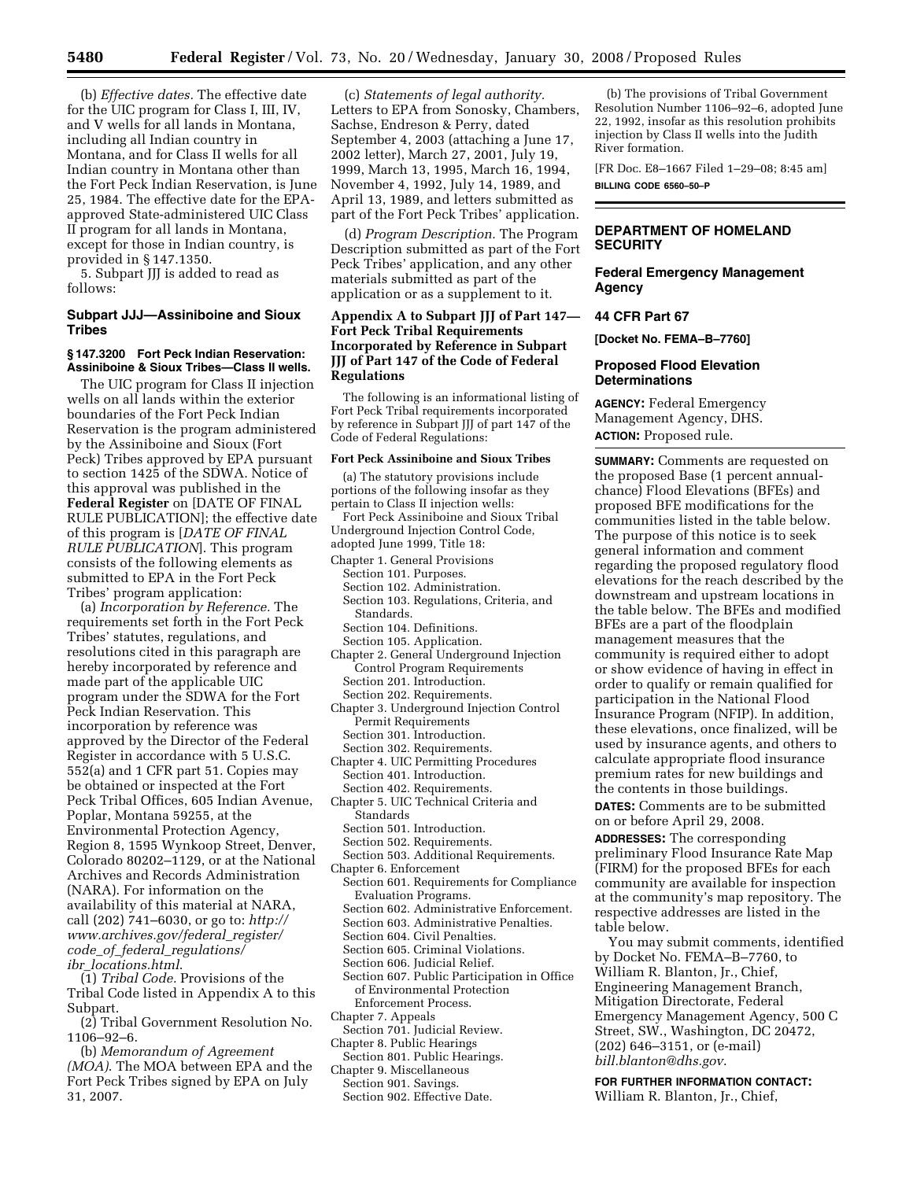(b) *Effective dates.* The effective date for the UIC program for Class I, III, IV, and V wells for all lands in Montana, including all Indian country in Montana, and for Class II wells for all Indian country in Montana other than the Fort Peck Indian Reservation, is June 25, 1984. The effective date for the EPA-approved State-administered UIC Class II program for all lands in Montana, except for those in Indian country, is provided in § 147.1350.

5. Subpart JJJ is added to read as follows:

### Subpart JJJ—Assiniboine and Sioux Tribes

#### § 147.3200 Fort Peck Indian Reservation: Assiniboine & Sioux Tribes—Class II wells.

The UIC program for Class II injection wells on all lands within the exterior boundaries of the Fort Peck Indian Reservation is the program administered by the Assiniboine and Sioux (Fort Peck) Tribes approved by EPA pursuant to section 1425 of the SDWA. Notice of this approval was published in the **Federal Register** on [DATE OF FINAL RULE PUBLICATION]; the effective date of this program is [*DATE OF FINAL RULE PUBLICATION*]. This program consists of the following elements as submitted to EPA in the Fort Peck Tribes' program application:

(a) *Incorporation by Reference.* The requirements set forth in the Fort Peck Tribes' statutes, regulations, and resolutions cited in this paragraph are hereby incorporated by reference and made part of the applicable UIC program under the SDWA for the Fort Peck Indian Reservation. This incorporation by reference was approved by the Director of the Federal Register in accordance with 5 U.S.C. 552(a) and 1 CFR part 51. Copies may be obtained or inspected at the Fort Peck Tribal Offices, 605 Indian Avenue, Poplar, Montana 59255, at the Environmental Protection Agency, Region 8, 1595 Wynkoop Street, Denver, Colorado 80202–1129, or at the National Archives and Records Administration (NARA). For information on the availability of this material at NARA, call (202) 741–6030, or go to: *http://www.archives.gov/federal_register/code_of_federal_regulations/ibr_locations.html*.

(1) *Tribal Code.* Provisions of the Tribal Code listed in Appendix A to this Subpart.

(2) Tribal Government Resolution No. 1106–92–6.

(b) *Memorandum of Agreement (MOA).* The MOA between EPA and the Fort Peck Tribes signed by EPA on July 31, 2007.

(c) *Statements of legal authority.* Letters to EPA from Sonosky, Chambers, Sachse, Endreson & Perry, dated September 4, 2003 (attaching a June 17, 2002 letter), March 27, 2001, July 19, 1999, March 13, 1995, March 16, 1994, November 4, 1992, July 14, 1989, and April 13, 1989, and letters submitted as part of the Fort Peck Tribes' application.

(d) *Program Description.* The Program Description submitted as part of the Fort Peck Tribes' application, and any other materials submitted as part of the application or as a supplement to it.

### Appendix A to Subpart JJJ of Part 147—Fort Peck Tribal Requirements Incorporated by Reference in Subpart JJJ of Part 147 of the Code of Federal Regulations

The following is an informational listing of Fort Peck Tribal requirements incorporated by reference in Subpart JJJ of part 147 of the Code of Federal Regulations:

**Fort Peck Assiniboine and Sioux Tribes**

(a) The statutory provisions include portions of the following insofar as they pertain to Class II injection wells:

Fort Peck Assiniboine and Sioux Tribal Underground Injection Control Code, adopted June 1999, Title 18:

Chapter 1. General Provisions
- Section 101. Purposes.
- Section 102. Administration.
- Section 103. Regulations, Criteria, and Standards.
- Section 104. Definitions.
- Section 105. Application.

Chapter 2. General Underground Injection Control Program Requirements
- Section 201. Introduction.
- Section 202. Requirements.

Chapter 3. Underground Injection Control Permit Requirements
- Section 301. Introduction.
- Section 302. Requirements.

Chapter 4. UIC Permitting Procedures
- Section 401. Introduction.
- Section 402. Requirements.

Chapter 5. UIC Technical Criteria and Standards
- Section 501. Introduction.
- Section 502. Requirements.
- Section 503. Additional Requirements.

Chapter 6. Enforcement
- Section 601. Requirements for Compliance Evaluation Programs.
- Section 602. Administrative Enforcement.
- Section 603. Administrative Penalties.
- Section 604. Civil Penalties.
- Section 605. Criminal Violations.
- Section 606. Judicial Relief.
- Section 607. Public Participation in Office of Environmental Protection Enforcement Process.

Chapter 7. Appeals
- Section 701. Judicial Review.

Chapter 8. Public Hearings
- Section 801. Public Hearings.

Chapter 9. Miscellaneous
- Section 901. Savings.
- Section 902. Effective Date.

(b) The provisions of Tribal Government Resolution Number 1106–92–6, adopted June 22, 1992, insofar as this resolution prohibits injection by Class II wells into the Judith River formation.

[FR Doc. E8–1667 Filed 1–29–08; 8:45 am]

**BILLING CODE 6560–50–P**

---

## DEPARTMENT OF HOMELAND SECURITY

## Federal Emergency Management Agency

### 44 CFR Part 67

**[Docket No. FEMA–B–7760]**

### Proposed Flood Elevation Determinations

**AGENCY:** Federal Emergency Management Agency, DHS.

**ACTION:** Proposed rule.

**SUMMARY:** Comments are requested on the proposed Base (1 percent annual-chance) Flood Elevations (BFEs) and proposed BFE modifications for the communities listed in the table below. The purpose of this notice is to seek general information and comment regarding the proposed regulatory flood elevations for the reach described by the downstream and upstream locations in the table below. The BFEs and modified BFEs are a part of the floodplain management measures that the community is required either to adopt or show evidence of having in effect in order to qualify or remain qualified for participation in the National Flood Insurance Program (NFIP). In addition, these elevations, once finalized, will be used by insurance agents, and others to calculate appropriate flood insurance premium rates for new buildings and the contents in those buildings.

**DATES:** Comments are to be submitted on or before April 29, 2008.

**ADDRESSES:** The corresponding preliminary Flood Insurance Rate Map (FIRM) for the proposed BFEs for each community are available for inspection at the community's map repository. The respective addresses are listed in the table below.

You may submit comments, identified by Docket No. FEMA–B–7760, to William R. Blanton, Jr., Chief, Engineering Management Branch, Mitigation Directorate, Federal Emergency Management Agency, 500 C Street, SW., Washington, DC 20472, (202) 646–3151, or (e-mail) *bill.blanton@dhs.gov*.

**FOR FURTHER INFORMATION CONTACT:** William R. Blanton, Jr., Chief,